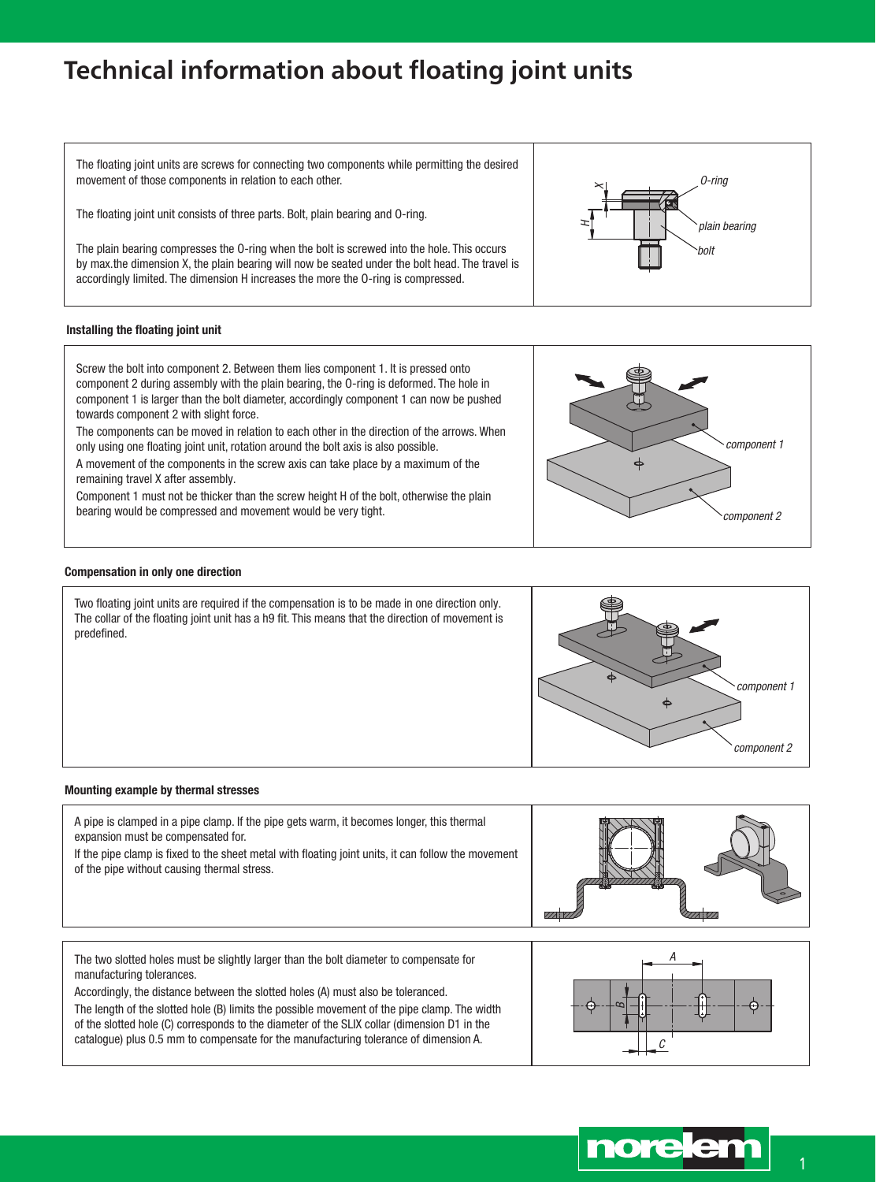# Technical information about floating joint units

The floating joint units are screws for connecting two components while permitting the desired movement of those components in relation to each other.

The floating joint unit consists of three parts. Bolt, plain bearing and O-ring.

The plain bearing compresses the O-ring when the bolt is screwed into the hole. This occurs by max.the dimension X, the plain bearing will now be seated under the bolt head. The travel is accordingly limited. The dimension H increases the more the O-ring is compressed.

### Installing the floating joint unit

Screw the bolt into component 2. Between them lies component 1. It is pressed onto component 2 during assembly with the plain bearing, the O-ring is deformed. The hole in component 1 is larger than the bolt diameter, accordingly component 1 can now be pushed towards component 2 with slight force.

The components can be moved in relation to each other in the direction of the arrows. When only using one floating joint unit, rotation around the bolt axis is also possible.

A movement of the components in the screw axis can take place by a maximum of the remaining travel X after assembly.

Component 1 must not be thicker than the screw height H of the bolt, otherwise the plain bearing would be compressed and movement would be very tight.

### Compensation in only one direction

Two floating joint units are required if the compensation is to be made in one direction only. The collar of the floating joint unit has a h9 fit. This means that the direction of movement is predefined.

### Mounting example by thermal stresses

A pipe is clamped in a pipe clamp. If the pipe gets warm, it becomes longer, this thermal expansion must be compensated for.

If the pipe clamp is fixed to the sheet metal with floating joint units, it can follow the movement of the pipe without causing thermal stress.

The two slotted holes must be slightly larger than the bolt diameter to compensate for manufacturing tolerances.

Accordingly, the distance between the slotted holes (A) must also be toleranced.

The length of the slotted hole (B) limits the possible movement of the pipe clamp. The width of the slotted hole (C) corresponds to the diameter of the SLIX collar (dimension D1 in the catalogue) plus 0.5 mm to compensate for the manufacturing tolerance of dimension A.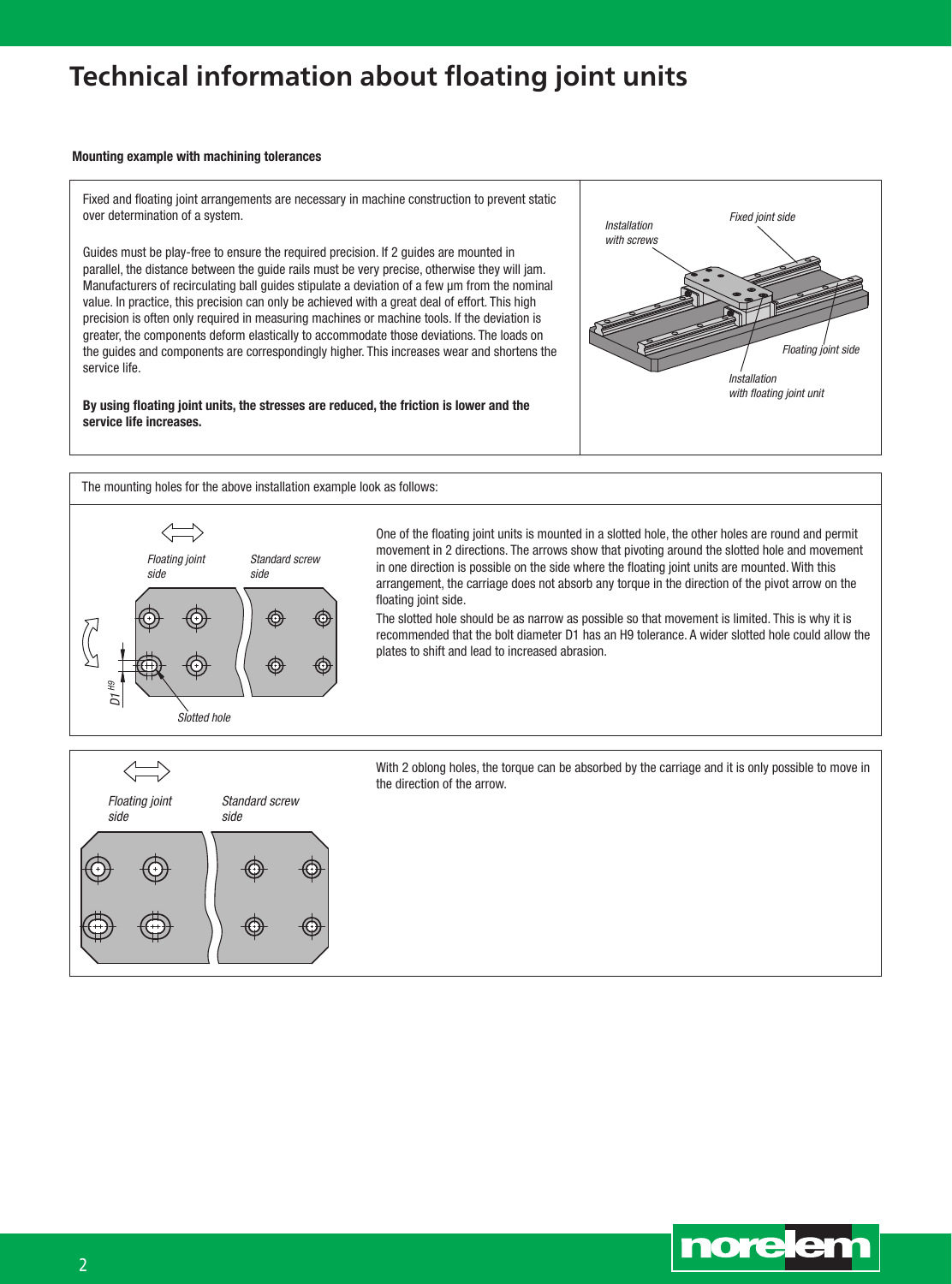# Technical information about floating joint units

#### Mounting example with machining tolerances

Fixed and floating joint arrangements are necessary in machine construction to prevent static over determination of a system.

Guides must be play-free to ensure the required precision. If 2 guides are mounted in parallel, the distance between the guide rails must be very precise, otherwise they will jam. Manufacturers of recirculating ball guides stipulate a deviation of a few µm from the nominal value. In practice, this precision can only be achieved with a great deal of effort. This high precision is often only required in measuring machines or machine tools. If the deviation is greater, the components deform elastically to accommodate those deviations. The loads on the guides and components are correspondingly higher. This increases wear and shortens the service life.

**By using floating joint units, the stresses are reduced, the friction is lower and the service life increases.**

*Installation with screws*

*Fixed joint side*

*Floating joint side*

*Installation with floating joint unit*

The mounting holes for the above installation example look as follows:

*Floating joint side*

*Standard screw side*

$D1^{H9}$

*Slotted hole*

One of the floating joint units is mounted in a slotted hole, the other holes are round and permit movement in 2 directions. The arrows show that pivoting around the slotted hole and movement in one direction is possible on the side where the floating joint units are mounted. With this arrangement, the carriage does not absorb any torque in the direction of the pivot arrow on the floating joint side.

The slotted hole should be as narrow as possible so that movement is limited. This is why it is recommended that the bolt diameter D1 has an H9 tolerance. A wider slotted hole could allow the plates to shift and lead to increased abrasion.

*Floating joint side*

*Standard screw side*

With 2 oblong holes, the torque can be absorbed by the carriage and it is only possible to move in the direction of the arrow.